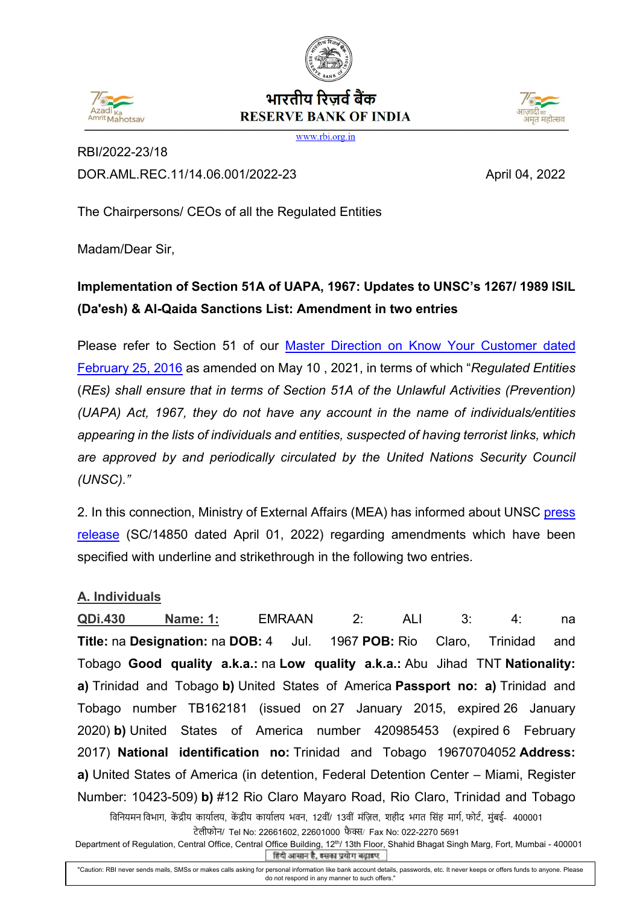भारतीय रिज़र्व बैंक
RESERVE BANK OF INDIA
www.rbi.org.in

RBI/2022-23/18

DOR.AML.REC.11/14.06.001/2022-23 April 04, 2022

The Chairpersons/ CEOs of all the Regulated Entities

Madam/Dear Sir,

**Implementation of Section 51A of UAPA, 1967: Updates to UNSC's 1267/ 1989 ISIL (Da'esh) & Al-Qaida Sanctions List: Amendment in two entries**

Please refer to Section 51 of our Master Direction on Know Your Customer dated February 25, 2016 as amended on May 10 , 2021, in terms of which "*Regulated Entities* (*REs) shall ensure that in terms of Section 51A of the Unlawful Activities (Prevention) (UAPA) Act, 1967, they do not have any account in the name of individuals/entities appearing in the lists of individuals and entities, suspected of having terrorist links, which are approved by and periodically circulated by the United Nations Security Council (UNSC).*"

2. In this connection, Ministry of External Affairs (MEA) has informed about UNSC press release (SC/14850 dated April 01, 2022) regarding amendments which have been specified with underline and strikethrough in the following two entries.

**A. Individuals**

**QDi.430 Name: 1:** EMRAAN 2: ALI 3: 4: na **Title:** na **Designation:** na **DOB:** 4 Jul. 1967 **POB:** Rio Claro, Trinidad and Tobago **Good quality a.k.a.:** na **Low quality a.k.a.:** Abu Jihad TNT **Nationality: a)** Trinidad and Tobago **b)** United States of America **Passport no: a)** Trinidad and Tobago number TB162181 (issued on 27 January 2015, expired 26 January 2020) **b)** United States of America number 420985453 (expired 6 February 2017) **National identification no:** Trinidad and Tobago 19670704052 **Address: a)** United States of America (in detention, Federal Detention Center – Miami, Register Number: 10423-509) **b)** #12 Rio Claro Mayaro Road, Rio Claro, Trinidad and Tobago

विनियमन विभाग, केंद्रीय कार्यालय, केंद्रीय कार्यालय भवन, 12वीं/ 13वीं मंज़िल, शहीद भगत सिंह मार्ग, फोर्ट, मुंबई- 400001
टेलीफोन/ Tel No: 22661602, 22601000 फैक्स/ Fax No: 022-2270 5691
Department of Regulation, Central Office, Central Office Building, 12th/ 13th Floor, Shahid Bhagat Singh Marg, Fort, Mumbai - 400001
हिंदी आसान है, इसका प्रयोग बढ़ाइए

"Caution: RBI never sends mails, SMSs or makes calls asking for personal information like bank account details, passwords, etc. It never keeps or offers funds to anyone. Please do not respond in any manner to such offers."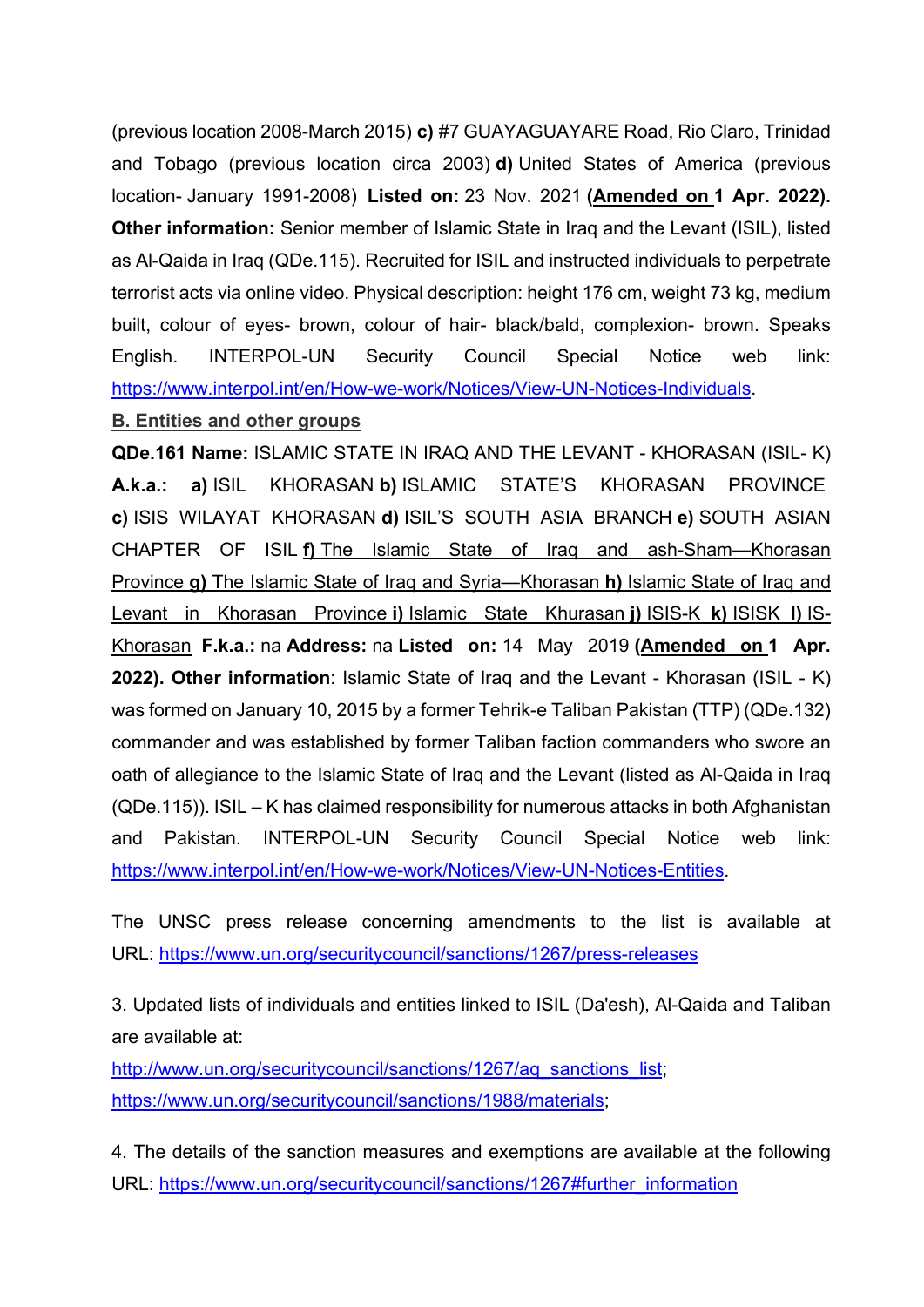(previous location 2008-March 2015) **c)** #7 GUAYAGUAYARE Road, Rio Claro, Trinidad and Tobago (previous location circa 2003) **d)** United States of America (previous location- January 1991-2008) **Listed on:** 23 Nov. 2021 **(Amended on 1 Apr. 2022). Other information:** Senior member of Islamic State in Iraq and the Levant (ISIL), listed as Al-Qaida in Iraq (QDe.115). Recruited for ISIL and instructed individuals to perpetrate terrorist acts ~~via online video~~. Physical description: height 176 cm, weight 73 kg, medium built, colour of eyes- brown, colour of hair- black/bald, complexion- brown. Speaks English. INTERPOL-UN Security Council Special Notice web link: https://www.interpol.int/en/How-we-work/Notices/View-UN-Notices-Individuals.

**B. Entities and other groups**

**QDe.161 Name:** ISLAMIC STATE IN IRAQ AND THE LEVANT - KHORASAN (ISIL- K) **A.k.a.:** **a)** ISIL KHORASAN **b)** ISLAMIC STATE'S KHORASAN PROVINCE **c)** ISIS WILAYAT KHORASAN **d)** ISIL'S SOUTH ASIA BRANCH **e)** SOUTH ASIAN CHAPTER OF ISIL **f)** The Islamic State of Iraq and ash-Sham—Khorasan Province **g)** The Islamic State of Iraq and Syria—Khorasan **h)** Islamic State of Iraq and Levant in Khorasan Province **i)** Islamic State Khurasan **j)** ISIS-K **k)** ISISK **l)** IS-Khorasan **F.k.a.:** na **Address:** na **Listed on:** 14 May 2019 **(Amended on 1 Apr. 2022). Other information**: Islamic State of Iraq and the Levant - Khorasan (ISIL - K) was formed on January 10, 2015 by a former Tehrik-e Taliban Pakistan (TTP) (QDe.132) commander and was established by former Taliban faction commanders who swore an oath of allegiance to the Islamic State of Iraq and the Levant (listed as Al-Qaida in Iraq (QDe.115)). ISIL – K has claimed responsibility for numerous attacks in both Afghanistan and Pakistan. INTERPOL-UN Security Council Special Notice web link: https://www.interpol.int/en/How-we-work/Notices/View-UN-Notices-Entities.

The UNSC press release concerning amendments to the list is available at URL: https://www.un.org/securitycouncil/sanctions/1267/press-releases

3. Updated lists of individuals and entities linked to ISIL (Da'esh), Al-Qaida and Taliban are available at:
http://www.un.org/securitycouncil/sanctions/1267/aq_sanctions_list;
https://www.un.org/securitycouncil/sanctions/1988/materials;

4. The details of the sanction measures and exemptions are available at the following URL: https://www.un.org/securitycouncil/sanctions/1267#further_information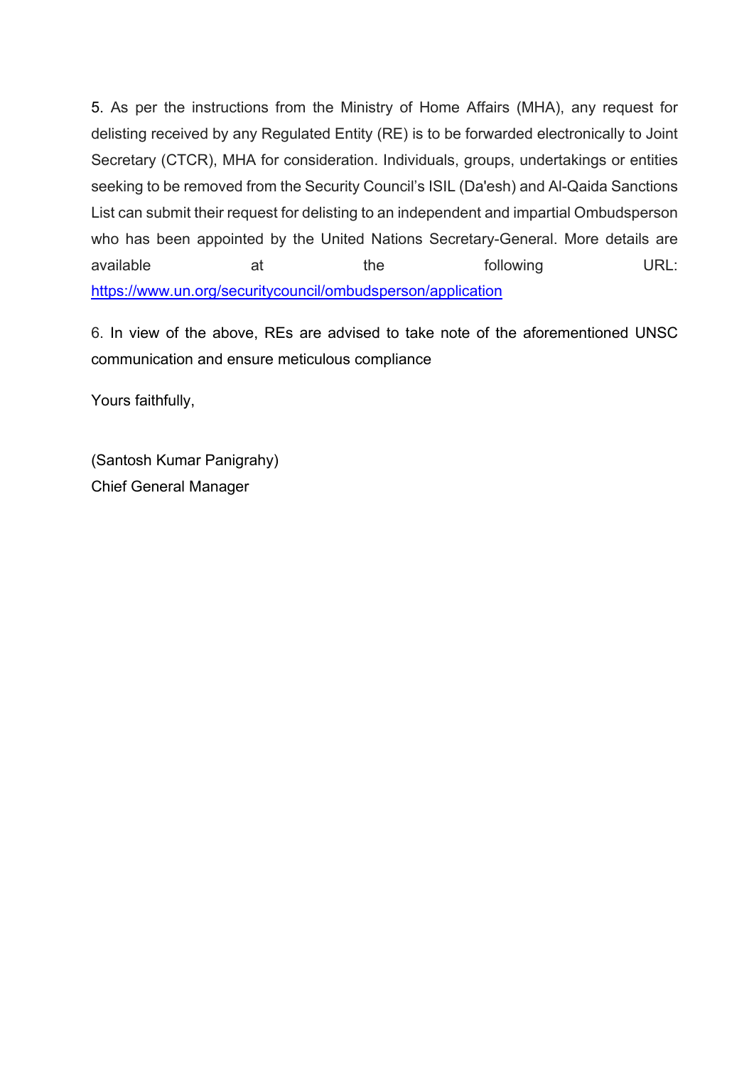5. As per the instructions from the Ministry of Home Affairs (MHA), any request for delisting received by any Regulated Entity (RE) is to be forwarded electronically to Joint Secretary (CTCR), MHA for consideration. Individuals, groups, undertakings or entities seeking to be removed from the Security Council's ISIL (Da'esh) and Al-Qaida Sanctions List can submit their request for delisting to an independent and impartial Ombudsperson who has been appointed by the United Nations Secretary-General. More details are available at the following URL: [https://www.un.org/securitycouncil/ombudsperson/application](https://www.un.org/securitycouncil/ombudsperson/application)

6. In view of the above, REs are advised to take note of the aforementioned UNSC communication and ensure meticulous compliance

Yours faithfully,

(Santosh Kumar Panigrahy)
Chief General Manager